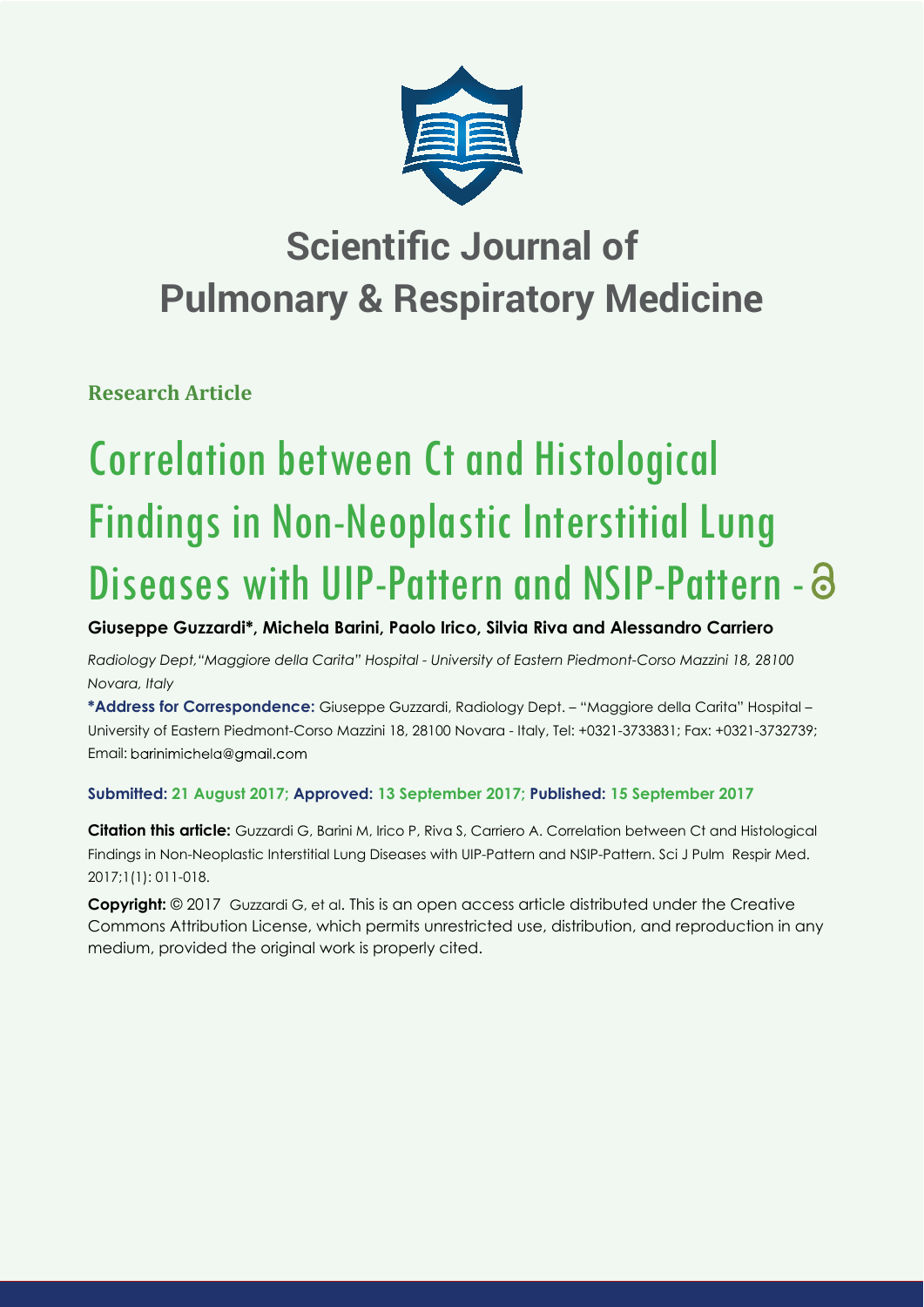# Scientific Journal of Pulmonary & Respiratory Medicine

**Research Article**

# Correlation between Ct and Histological Findings in Non-Neoplastic Interstitial Lung Diseases with UIP-Pattern and NSIP-Pattern -

**Giuseppe Guzzardi*, Michela Barini, Paolo Irico, Silvia Riva and Alessandro Carriero**

*Radiology Dept,"Maggiore della Carita" Hospital - University of Eastern Piedmont-Corso Mazzini 18, 28100 Novara, Italy*

**\*Address for Correspondence:** Giuseppe Guzzardi, Radiology Dept. – "Maggiore della Carita" Hospital – University of Eastern Piedmont-Corso Mazzini 18, 28100 Novara - Italy, Tel: +0321-3733831; Fax: +0321-3732739; Email: barinimichela@gmail.com

**Submitted: 21 August 2017; Approved: 13 September 2017; Published: 15 September 2017**

**Citation this article:** Guzzardi G, Barini M, Irico P, Riva S, Carriero A. Correlation between Ct and Histological Findings in Non-Neoplastic Interstitial Lung Diseases with UIP-Pattern and NSIP-Pattern. Sci J Pulm Respir Med. 2017;1(1): 011-018.

**Copyright:** © 2017 Guzzardi G, et al. This is an open access article distributed under the Creative Commons Attribution License, which permits unrestricted use, distribution, and reproduction in any medium, provided the original work is properly cited.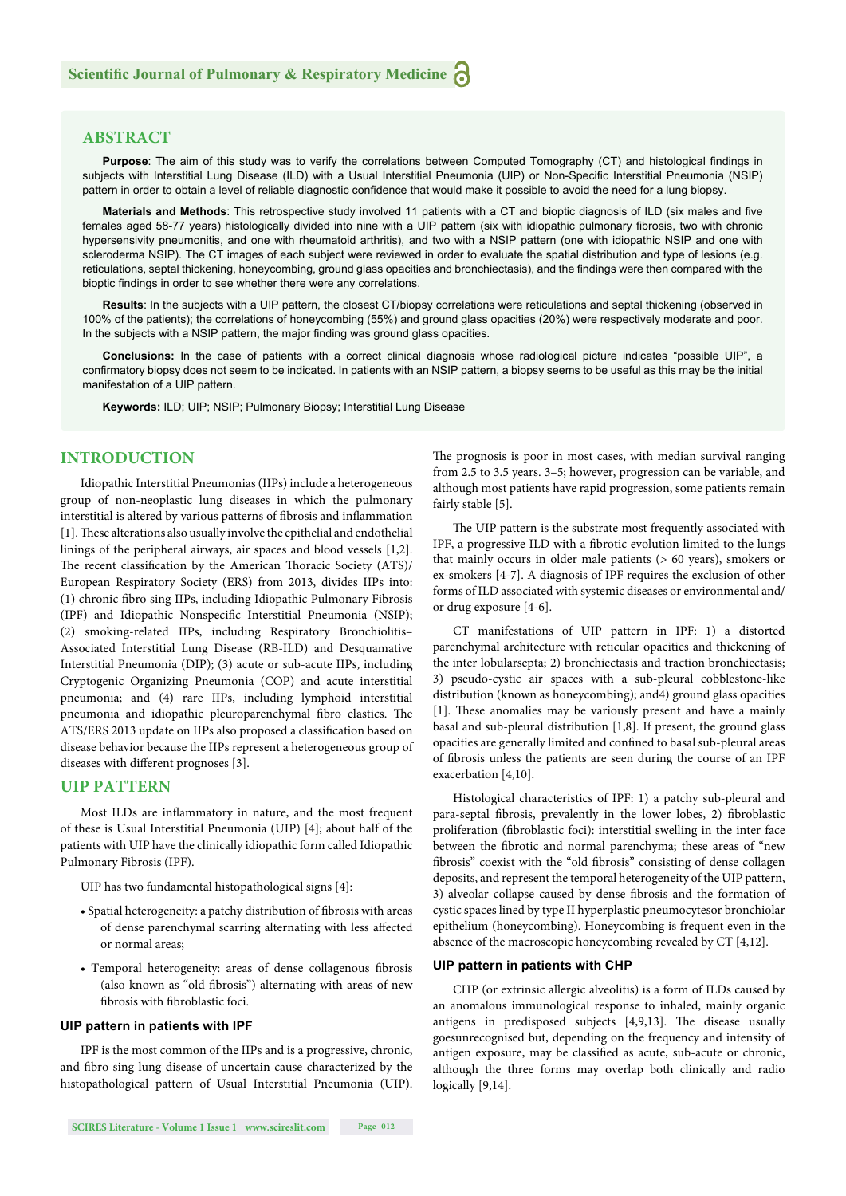## ABSTRACT

**Purpose**: The aim of this study was to verify the correlations between Computed Tomography (CT) and histological findings in subjects with Interstitial Lung Disease (ILD) with a Usual Interstitial Pneumonia (UIP) or Non-Specific Interstitial Pneumonia (NSIP) pattern in order to obtain a level of reliable diagnostic confidence that would make it possible to avoid the need for a lung biopsy.

**Materials and Methods**: This retrospective study involved 11 patients with a CT and bioptic diagnosis of ILD (six males and five females aged 58-77 years) histologically divided into nine with a UIP pattern (six with idiopathic pulmonary fibrosis, two with chronic hypersensitivity pneumonitis, and one with rheumatoid arthritis), and two with a NSIP pattern (one with idiopathic NSIP and one with scleroderma NSIP). The CT images of each subject were reviewed in order to evaluate the spatial distribution and type of lesions (e.g. reticulations, septal thickening, honeycombing, ground glass opacities and bronchiectasis), and the findings were then compared with the bioptic findings in order to see whether there were any correlations.

**Results**: In the subjects with a UIP pattern, the closest CT/biopsy correlations were reticulations and septal thickening (observed in 100% of the patients); the correlations of honeycombing (55%) and ground glass opacities (20%) were respectively moderate and poor. In the subjects with a NSIP pattern, the major finding was ground glass opacities.

**Conclusions:** In the case of patients with a correct clinical diagnosis whose radiological picture indicates "possible UIP", a confirmatory biopsy does not seem to be indicated. In patients with an NSIP pattern, a biopsy seems to be useful as this may be the initial manifestation of a UIP pattern.

**Keywords:** ILD; UIP; NSIP; Pulmonary Biopsy; Interstitial Lung Disease

## INTRODUCTION

Idiopathic Interstitial Pneumonias (IIPs) include a heterogeneous group of non-neoplastic lung diseases in which the pulmonary interstitial is altered by various patterns of fibrosis and inflammation [1]. These alterations also usually involve the epithelial and endothelial linings of the peripheral airways, air spaces and blood vessels [1,2]. The recent classification by the American Thoracic Society (ATS)/ European Respiratory Society (ERS) from 2013, divides IIPs into: (1) chronic fibro sing IIPs, including Idiopathic Pulmonary Fibrosis (IPF) and Idiopathic Nonspecific Interstitial Pneumonia (NSIP); (2) smoking-related IIPs, including Respiratory Bronchiolitis–Associated Interstitial Lung Disease (RB-ILD) and Desquamative Interstitial Pneumonia (DIP); (3) acute or sub-acute IIPs, including Cryptogenic Organizing Pneumonia (COP) and acute interstitial pneumonia; and (4) rare IIPs, including lymphoid interstitial pneumonia and idiopathic pleuroparenchymal fibro elastics. The ATS/ERS 2013 update on IIPs also proposed a classification based on disease behavior because the IIPs represent a heterogeneous group of diseases with different prognoses [3].

## UIP PATTERN

Most ILDs are inflammatory in nature, and the most frequent of these is Usual Interstitial Pneumonia (UIP) [4]; about half of the patients with UIP have the clinically idiopathic form called Idiopathic Pulmonary Fibrosis (IPF).

UIP has two fundamental histopathological signs [4]:

- Spatial heterogeneity: a patchy distribution of fibrosis with areas of dense parenchymal scarring alternating with less affected or normal areas;
- Temporal heterogeneity: areas of dense collagenous fibrosis (also known as "old fibrosis") alternating with areas of new fibrosis with fibroblastic foci.

### UIP pattern in patients with IPF

IPF is the most common of the IIPs and is a progressive, chronic, and fibro sing lung disease of uncertain cause characterized by the histopathological pattern of Usual Interstitial Pneumonia (UIP). The prognosis is poor in most cases, with median survival ranging from 2.5 to 3.5 years. 3–5; however, progression can be variable, and although most patients have rapid progression, some patients remain fairly stable [5].

The UIP pattern is the substrate most frequently associated with IPF, a progressive ILD with a fibrotic evolution limited to the lungs that mainly occurs in older male patients (> 60 years), smokers or ex-smokers [4-7]. A diagnosis of IPF requires the exclusion of other forms of ILD associated with systemic diseases or environmental and/ or drug exposure [4-6].

CT manifestations of UIP pattern in IPF: 1) a distorted parenchymal architecture with reticular opacities and thickening of the inter lobularsepta; 2) bronchiectasis and traction bronchiectasis; 3) pseudo-cystic air spaces with a sub-pleural cobblestone-like distribution (known as honeycombing); and4) ground glass opacities [1]. These anomalies may be variously present and have a mainly basal and sub-pleural distribution [1,8]. If present, the ground glass opacities are generally limited and confined to basal sub-pleural areas of fibrosis unless the patients are seen during the course of an IPF exacerbation [4,10].

Histological characteristics of IPF: 1) a patchy sub-pleural and para-septal fibrosis, prevalently in the lower lobes, 2) fibroblastic proliferation (fibroblastic foci): interstitial swelling in the inter face between the fibrotic and normal parenchyma; these areas of "new fibrosis" coexist with the "old fibrosis" consisting of dense collagen deposits, and represent the temporal heterogeneity of the UIP pattern, 3) alveolar collapse caused by dense fibrosis and the formation of cystic spaces lined by type II hyperplastic pneumocytesor bronchiolar epithelium (honeycombing). Honeycombing is frequent even in the absence of the macroscopic honeycombing revealed by CT [4,12].

### UIP pattern in patients with CHP

CHP (or extrinsic allergic alveolitis) is a form of ILDs caused by an anomalous immunological response to inhaled, mainly organic antigens in predisposed subjects [4,9,13]. The disease usually goesunrecognised but, depending on the frequency and intensity of antigen exposure, may be classified as acute, sub-acute or chronic, although the three forms may overlap both clinically and radio logically [9,14].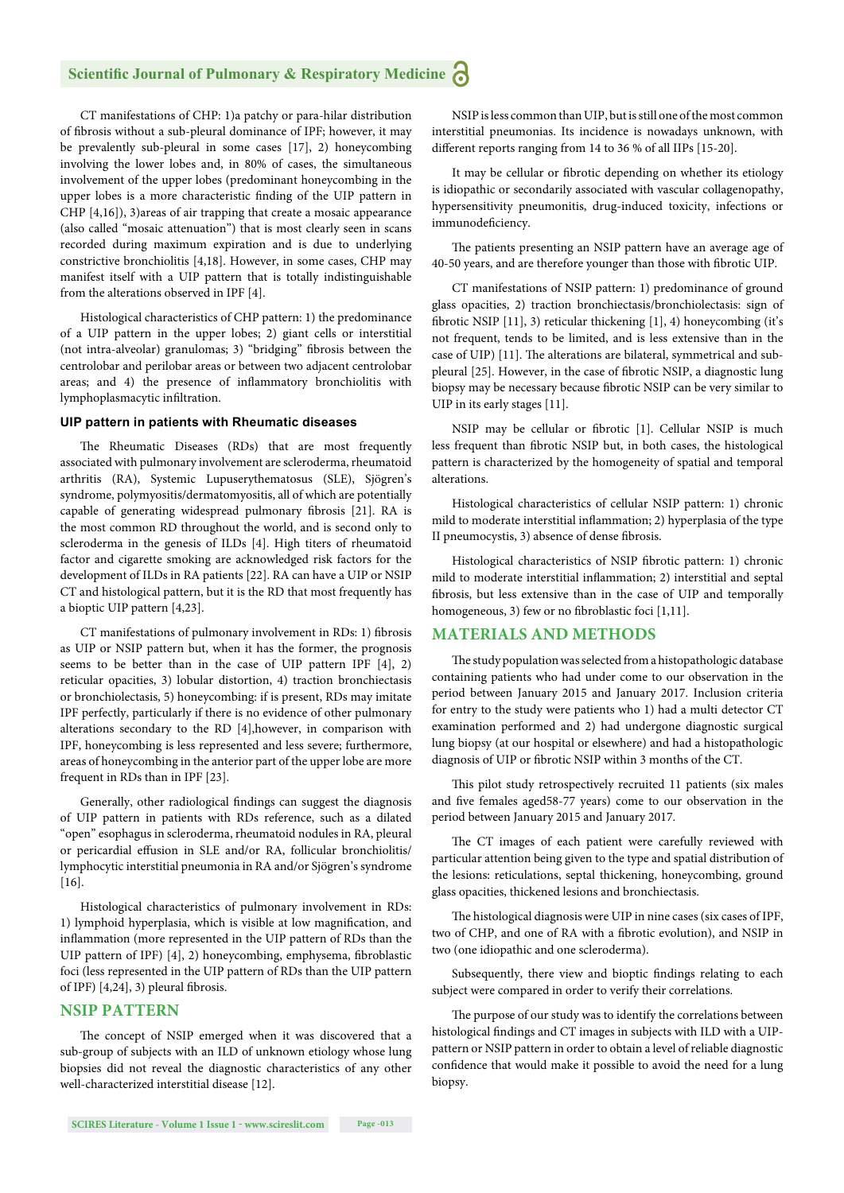CT manifestations of CHP: 1)a patchy or para-hilar distribution of fibrosis without a sub-pleural dominance of IPF; however, it may be prevalently sub-pleural in some cases [17], 2) honeycombing involving the lower lobes and, in 80% of cases, the simultaneous involvement of the upper lobes (predominant honeycombing in the upper lobes is a more characteristic finding of the UIP pattern in CHP [4,16]), 3)areas of air trapping that create a mosaic appearance (also called "mosaic attenuation") that is most clearly seen in scans recorded during maximum expiration and is due to underlying constrictive bronchiolitis [4,18]. However, in some cases, CHP may manifest itself with a UIP pattern that is totally indistinguishable from the alterations observed in IPF [4].

Histological characteristics of CHP pattern: 1) the predominance of a UIP pattern in the upper lobes; 2) giant cells or interstitial (not intra-alveolar) granulomas; 3) "bridging" fibrosis between the centrolobar and perilobar areas or between two adjacent centrolobar areas; and 4) the presence of inflammatory bronchiolitis with lymphoplasmacytic infiltration.

### UIP pattern in patients with Rheumatic diseases

The Rheumatic Diseases (RDs) that are most frequently associated with pulmonary involvement are scleroderma, rheumatoid arthritis (RA), Systemic Lupuserythematosus (SLE), Sjögren's syndrome, polymyositis/dermatomyositis, all of which are potentially capable of generating widespread pulmonary fibrosis [21]. RA is the most common RD throughout the world, and is second only to scleroderma in the genesis of ILDs [4]. High titers of rheumatoid factor and cigarette smoking are acknowledged risk factors for the development of ILDs in RA patients [22]. RA can have a UIP or NSIP CT and histological pattern, but it is the RD that most frequently has a bioptic UIP pattern [4,23].

CT manifestations of pulmonary involvement in RDs: 1) fibrosis as UIP or NSIP pattern but, when it has the former, the prognosis seems to be better than in the case of UIP pattern IPF [4], 2) reticular opacities, 3) lobular distortion, 4) traction bronchiectasis or bronchiolectasis, 5) honeycombing: if is present, RDs may imitate IPF perfectly, particularly if there is no evidence of other pulmonary alterations secondary to the RD [4],however, in comparison with IPF, honeycombing is less represented and less severe; furthermore, areas of honeycombing in the anterior part of the upper lobe are more frequent in RDs than in IPF [23].

Generally, other radiological findings can suggest the diagnosis of UIP pattern in patients with RDs reference, such as a dilated "open" esophagus in scleroderma, rheumatoid nodules in RA, pleural or pericardial effusion in SLE and/or RA, follicular bronchiolitis/ lymphocytic interstitial pneumonia in RA and/or Sjögren's syndrome [16].

Histological characteristics of pulmonary involvement in RDs: 1) lymphoid hyperplasia, which is visible at low magnification, and inflammation (more represented in the UIP pattern of RDs than the UIP pattern of IPF) [4], 2) honeycombing, emphysema, fibroblastic foci (less represented in the UIP pattern of RDs than the UIP pattern of IPF) [4,24], 3) pleural fibrosis.

## NSIP PATTERN

The concept of NSIP emerged when it was discovered that a sub-group of subjects with an ILD of unknown etiology whose lung biopsies did not reveal the diagnostic characteristics of any other well-characterized interstitial disease [12].

NSIP is less common than UIP, but is still one of the most common interstitial pneumonias. Its incidence is nowadays unknown, with different reports ranging from 14 to 36 % of all IIPs [15-20].

It may be cellular or fibrotic depending on whether its etiology is idiopathic or secondarily associated with vascular collagenopathy, hypersensitivity pneumonitis, drug-induced toxicity, infections or immunodeficiency.

The patients presenting an NSIP pattern have an average age of 40-50 years, and are therefore younger than those with fibrotic UIP.

CT manifestations of NSIP pattern: 1) predominance of ground glass opacities, 2) traction bronchiectasis/bronchiolectasis: sign of fibrotic NSIP [11], 3) reticular thickening [1], 4) honeycombing (it's not frequent, tends to be limited, and is less extensive than in the case of UIP) [11]. The alterations are bilateral, symmetrical and sub-pleural [25]. However, in the case of fibrotic NSIP, a diagnostic lung biopsy may be necessary because fibrotic NSIP can be very similar to UIP in its early stages [11].

NSIP may be cellular or fibrotic [1]. Cellular NSIP is much less frequent than fibrotic NSIP but, in both cases, the histological pattern is characterized by the homogeneity of spatial and temporal alterations.

Histological characteristics of cellular NSIP pattern: 1) chronic mild to moderate interstitial inflammation; 2) hyperplasia of the type II pneumocystis, 3) absence of dense fibrosis.

Histological characteristics of NSIP fibrotic pattern: 1) chronic mild to moderate interstitial inflammation; 2) interstitial and septal fibrosis, but less extensive than in the case of UIP and temporally homogeneous, 3) few or no fibroblastic foci [1,11].

## MATERIALS AND METHODS

The study population was selected from a histopathologic database containing patients who had under come to our observation in the period between January 2015 and January 2017. Inclusion criteria for entry to the study were patients who 1) had a multi detector CT examination performed and 2) had undergone diagnostic surgical lung biopsy (at our hospital or elsewhere) and had a histopathologic diagnosis of UIP or fibrotic NSIP within 3 months of the CT.

This pilot study retrospectively recruited 11 patients (six males and five females aged58-77 years) come to our observation in the period between January 2015 and January 2017.

The CT images of each patient were carefully reviewed with particular attention being given to the type and spatial distribution of the lesions: reticulations, septal thickening, honeycombing, ground glass opacities, thickened lesions and bronchiectasis.

The histological diagnosis were UIP in nine cases (six cases of IPF, two of CHP, and one of RA with a fibrotic evolution), and NSIP in two (one idiopathic and one scleroderma).

Subsequently, there view and bioptic findings relating to each subject were compared in order to verify their correlations.

The purpose of our study was to identify the correlations between histological findings and CT images in subjects with ILD with a UIP-pattern or NSIP pattern in order to obtain a level of reliable diagnostic confidence that would make it possible to avoid the need for a lung biopsy.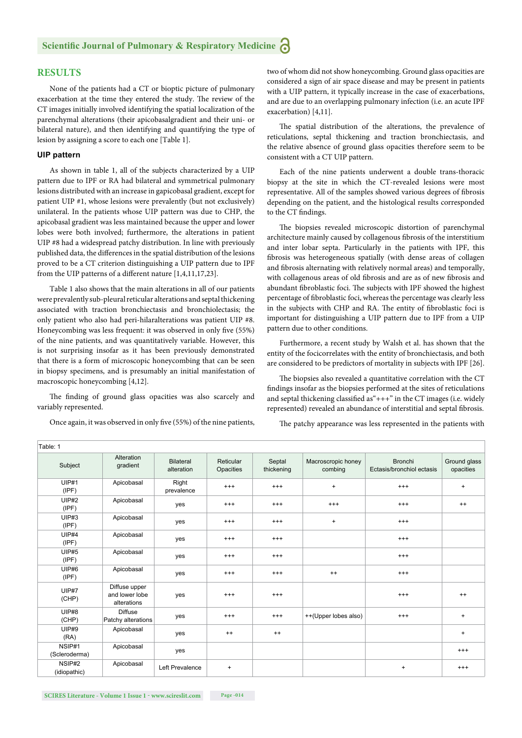## RESULTS

None of the patients had a CT or bioptic picture of pulmonary exacerbation at the time they entered the study. The review of the CT images initially involved identifying the spatial localization of the parenchymal alterations (their apicobasalgradient and their uni- or bilateral nature), and then identifying and quantifying the type of lesion by assigning a score to each one [Table 1].

### UIP pattern

As shown in table 1, all of the subjects characterized by a UIP pattern due to IPF or RA had bilateral and symmetrical pulmonary lesions distributed with an increase in gapicobasal gradient, except for patient UIP #1, whose lesions were prevalently (but not exclusively) unilateral. In the patients whose UIP pattern was due to CHP, the apicobasal gradient was less maintained because the upper and lower lobes were both involved; furthermore, the alterations in patient UIP #8 had a widespread patchy distribution. In line with previously published data, the differences in the spatial distribution of the lesions proved to be a CT criterion distinguishing a UIP pattern due to IPF from the UIP patterns of a different nature [1,4,11,17,23].

Table 1 also shows that the main alterations in all of our patients were prevalently sub-pleural reticular alterations and septal thickening associated with traction bronchiectasis and bronchiolectasis; the only patient who also had peri-hilaralterations was patient UIP #8. Honeycombing was less frequent: it was observed in only five (55%) of the nine patients, and was quantitatively variable. However, this is not surprising insofar as it has been previously demonstrated that there is a form of microscopic honeycombing that can be seen in biopsy specimens, and is presumably an initial manifestation of macroscopic honeycombing [4,12].

The finding of ground glass opacities was also scarcely and variably represented.

Once again, it was observed in only five (55%) of the nine patients, two of whom did not show honeycombing. Ground glass opacities are considered a sign of air space disease and may be present in patients with a UIP pattern, it typically increase in the case of exacerbations, and are due to an overlapping pulmonary infection (i.e. an acute IPF exacerbation) [4,11].

The spatial distribution of the alterations, the prevalence of reticulations, septal thickening and traction bronchiectasis, and the relative absence of ground glass opacities therefore seem to be consistent with a CT UIP pattern.

Each of the nine patients underwent a double trans-thoracic biopsy at the site in which the CT-revealed lesions were most representative. All of the samples showed various degrees of fibrosis depending on the patient, and the histological results corresponded to the CT findings.

The biopsies revealed microscopic distortion of parenchymal architecture mainly caused by collagenous fibrosis of the interstitium and inter lobar septa. Particularly in the patients with IPF, this fibrosis was heterogeneous spatially (with dense areas of collagen and fibrosis alternating with relatively normal areas) and temporally, with collagenous areas of old fibrosis and are as of new fibrosis and abundant fibroblastic foci. The subjects with IPF showed the highest percentage of fibroblastic foci, whereas the percentage was clearly less in the subjects with CHP and RA. The entity of fibroblastic foci is important for distinguishing a UIP pattern due to IPF from a UIP pattern due to other conditions.

Furthermore, a recent study by Walsh et al. has shown that the entity of the focicorrelates with the entity of bronchiectasis, and both are considered to be predictors of mortality in subjects with IPF [26].

The biopsies also revealed a quantitative correlation with the CT findings insofar as the biopsies performed at the sites of reticulations and septal thickening classified as"+++" in the CT images (i.e. widely represented) revealed an abundance of interstitial and septal fibrosis.

The patchy appearance was less represented in the patients with

Table: 1

| Subject | Alteration gradient | Bilateral alteration | Reticular Opacities | Septal thickening | Macroscopic honey combing | Bronchi Ectasis/bronchiol ectasis | Ground glass opacities |
|---|---|---|---|---|---|---|---|
| UIP#1 (IPF) | Apicobasal | Right prevalence | +++ | +++ | + | +++ | + |
| UIP#2 (IPF) | Apicobasal | yes | +++ | +++ | +++ | +++ | ++ |
| UIP#3 (IPF) | Apicobasal | yes | +++ | +++ | + | +++ | |
| UIP#4 (IPF) | Apicobasal | yes | +++ | +++ | | +++ | |
| UIP#5 (IPF) | Apicobasal | yes | +++ | +++ | | +++ | |
| UIP#6 (IPF) | Apicobasal | yes | +++ | +++ | ++ | +++ | |
| UIP#7 (CHP) | Diffuse upper and lower lobe alterations | yes | +++ | +++ | | +++ | ++ |
| UIP#8 (CHP) | Diffuse Patchy alterations | yes | +++ | +++ | ++(Upper lobes also) | +++ | + |
| UIP#9 (RA) | Apicobasal | yes | ++ | ++ | | | + |
| NSIP#1 (Scleroderma) | Apicobasal | yes | | | | | +++ |
| NSIP#2 (idiopathic) | Apicobasal | Left Prevalence | + | | | + | +++ |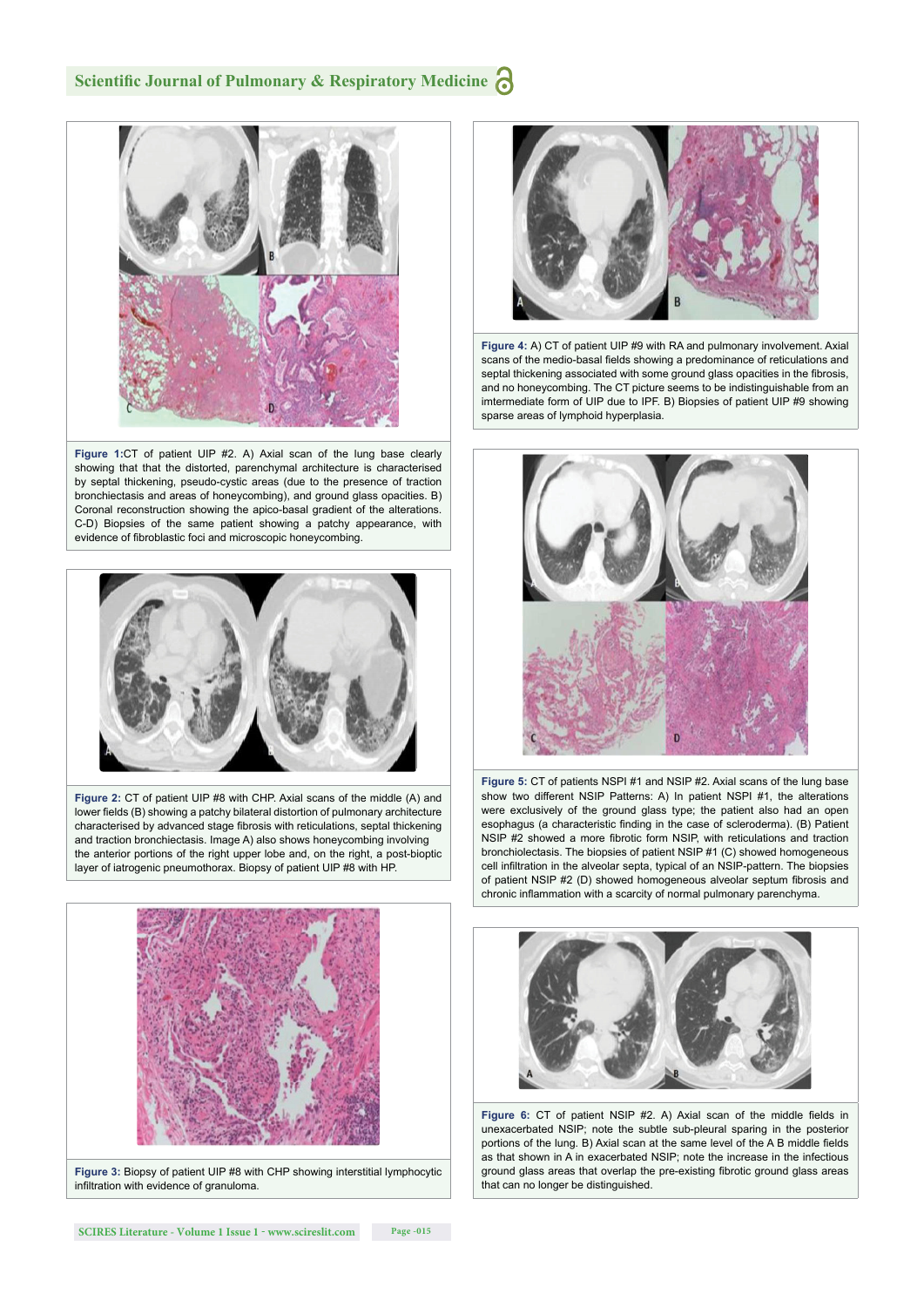**Figure 1:** CT of patient UIP #2. A) Axial scan of the lung base clearly showing that that the distorted, parenchymal architecture is characterised by septal thickening, pseudo-cystic areas (due to the presence of traction bronchiectasis and areas of honeycombing), and ground glass opacities. B) Coronal reconstruction showing the apico-basal gradient of the alterations. C-D) Biopsies of the same patient showing a patchy appearance, with evidence of fibroblastic foci and microscopic honeycombing.

**Figure 2:** CT of patient UIP #8 with CHP. Axial scans of the middle (A) and lower fields (B) showing a patchy bilateral distortion of pulmonary architecture characterised by advanced stage fibrosis with reticulations, septal thickening and traction bronchiectasis. Image A) also shows honeycombing involving the anterior portions of the right upper lobe and, on the right, a post-bioptic layer of iatrogenic pneumothorax. Biopsy of patient UIP #8 with HP.

**Figure 3:** Biopsy of patient UIP #8 with CHP showing interstitial lymphocytic infiltration with evidence of granuloma.

**Figure 4:** A) CT of patient UIP #9 with RA and pulmonary involvement. Axial scans of the medio-basal fields showing a predominance of reticulations and septal thickening associated with some ground glass opacities in the fibrosis, and no honeycombing. The CT picture seems to be indistinguishable from an imtermediate form of UIP due to IPF. B) Biopsies of patient UIP #9 showing sparse areas of lymphoid hyperplasia.

**Figure 5:** CT of patients NSPI #1 and NSIP #2. Axial scans of the lung base show two different NSIP Patterns: A) In patient NSPI #1, the alterations were exclusively of the ground glass type; note the patient also had an open esophagus (a characteristic finding in the case of scleroderma). (B) Patient NSIP #2 showed a more fibrotic form NSIP, with reticulations and traction bronchiolectasis. The biopsies of patient NSIP #1 (C) showed homogeneous cell infiltration in the alveolar septa, typical of an NSIP-pattern. The biopsies of patient NSIP #2 (D) showed homogeneous alveolar septum fibrosis and chronic inflammation with a scarcity of normal pulmonary parenchyma.

**Figure 6:** CT of patient NSIP #2. A) Axial scan of the middle fields in unexacerbated NSIP; note the subtle sub-pleural sparing in the posterior portions of the lung. B) Axial scan at the same level of the A B middle fields as that shown in A in exacerbated NSIP; note the increase in the infectious ground glass areas that overlap the pre-existing fibrotic ground glass areas that can no longer be distinguished.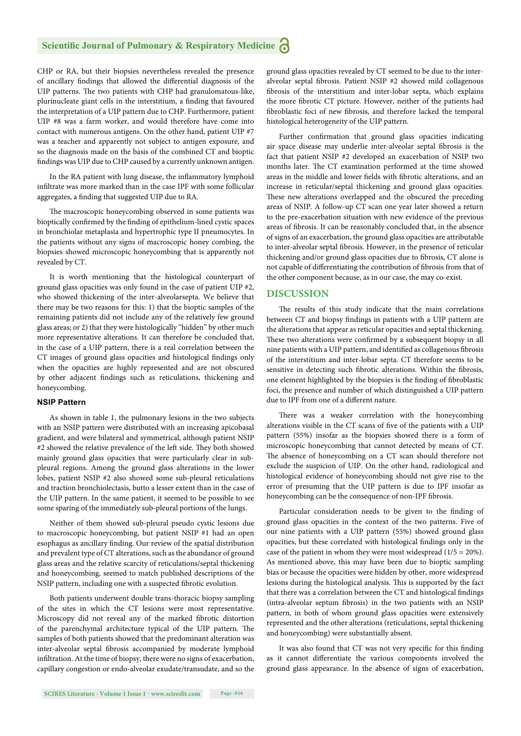CHP or RA, but their biopsies nevertheless revealed the presence of ancillary findings that allowed the differential diagnosis of the UIP patterns. The two patients with CHP had granulomatous-like, plurinucleate giant cells in the interstitium, a finding that favoured the interpretation of a UIP pattern due to CHP. Furthermore, patient UIP #8 was a farm worker, and would therefore have come into contact with numerous antigens. On the other hand, patient UIP #7 was a teacher and apparently not subject to antigen exposure, and so the diagnosis made on the basis of the combined CT and bioptic findings was UIP due to CHP caused by a currently unknown antigen.

In the RA patient with lung disease, the inflammatory lymphoid infiltrate was more marked than in the case IPF with some follicular aggregates, a finding that suggested UIP due to RA.

The macroscopic honeycombing observed in some patients was bioptically confirmed by the finding of epithelium-lined cystic spaces in bronchiolar metaplasia and hypertrophic type II pneumocytes. In the patients without any signs of macroscopic honey combing, the biopsies showed microscopic honeycombing that is apparently not revealed by CT.

It is worth mentioning that the histological counterpart of ground glass opacities was only found in the case of patient UIP #2, who showed thickening of the inter-alveolarsepta. We believe that there may be two reasons for this: 1) that the bioptic samples of the remaining patients did not include any of the relatively few ground glass areas; or 2) that they were histologically "hidden" by other much more representative alterations. It can therefore be concluded that, in the case of a UIP pattern, there is a real correlation between the CT images of ground glass opacities and histological findings only when the opacities are highly represented and are not obscured by other adjacent findings such as reticulations, thickening and honeycombing.

#### NSIP Pattern

As shown in table 1, the pulmonary lesions in the two subjects with an NSIP pattern were distributed with an increasing apicobasal gradient, and were bilateral and symmetrical, although patient NSIP #2 showed the relative prevalence of the left side. They both showed mainly ground glass opacities that were particularly clear in sub-pleural regions. Among the ground glass alterations in the lower lobes, patient NSIP #2 also showed some sub-pleural reticulations and traction bronchiolectasis, butto a lesser extent than in the case of the UIP pattern. In the same patient, it seemed to be possible to see some sparing of the immediately sub-pleural portions of the lungs.

Neither of them showed sub-pleural pseudo cystic lesions due to macroscopic honeycombing, but patient NSIP #1 had an open esophagus as ancillary finding. Our review of the spatial distribution and prevalent type of CT alterations, such as the abundance of ground glass areas and the relative scarcity of reticulations/septal thickening and honeycombing, seemed to match published descriptions of the NSIP pattern, including one with a suspected fibrotic evolution.

Both patients underwent double trans-thoracic biopsy sampling of the sites in which the CT lesions were most representative. Microscopy did not reveal any of the marked fibrotic distortion of the parenchymal architecture typical of the UIP pattern. The samples of both patients showed that the predominant alteration was inter-alveolar septal fibrosis accompanied by moderate lymphoid infiltration. At the time of biopsy, there were no signs of exacerbation, capillary congestion or endo-alveolar exudate/transudate, and so the ground glass opacities revealed by CT seemed to be due to the inter-alveolar septal fibrosis. Patient NSIP #2 showed mild collagenous fibrosis of the interstitium and inter-lobar septa, which explains the more fibrotic CT picture. However, neither of the patients had fibroblastic foci of new fibrosis, and therefore lacked the temporal histological heterogeneity of the UIP pattern.

Further confirmation that ground glass opacities indicating air space disease may underlie inter-alveolar septal fibrosis is the fact that patient NSIP #2 developed an exacerbation of NSIP two months later. The CT examination performed at the time showed areas in the middle and lower fields with fibrotic alterations, and an increase in reticular/septal thickening and ground glass opacities. These new alterations overlapped and the obscured the preceding areas of NSIP. A follow-up CT scan one year later showed a return to the pre-exacerbation situation with new evidence of the previous areas of fibrosis. It can be reasonably concluded that, in the absence of signs of an exacerbation, the ground glass opacities are attributable to inter-alveolar septal fibrosis. However, in the presence of reticular thickening and/or ground glass opacities due to fibrosis, CT alone is not capable of differentiating the contribution of fibrosis from that of the other component because, as in our case, the may co-exist.

## DISCUSSION

The results of this study indicate that the main correlations between CT and biopsy findings in patients with a UIP pattern are the alterations that appear as reticular opacities and septal thickening. These two alterations were confirmed by a subsequent biopsy in all nine patients with a UIP pattern, and identified as collagenous fibrosis of the interstitium and inter-lobar septa. CT therefore seems to be sensitive in detecting such fibrotic alterations. Within the fibrosis, one element highlighted by the biopsies is the finding of fibroblastic foci, the presence and number of which distinguished a UIP pattern due to IPF from one of a different nature.

There was a weaker correlation with the honeycombing alterations visible in the CT scans of five of the patients with a UIP pattern (55%) insofar as the biopsies showed there is a form of microscopic honeycombing that cannot detected by means of CT. The absence of honeycombing on a CT scan should therefore not exclude the suspicion of UIP. On the other hand, radiological and histological evidence of honeycombing should not give rise to the error of presuming that the UIP pattern is due to IPF insofar as honeycombing can be the consequence of non-IPF fibrosis.

Particular consideration needs to be given to the finding of ground glass opacities in the context of the two patterns. Five of our nine patients with a UIP pattern (55%) showed ground glass opacities, but these correlated with histological findings only in the case of the patient in whom they were most widespread (1/5 = 20%). As mentioned above, this may have been due to bioptic sampling bias or because the opacities were hidden by other, more widespread lesions during the histological analysis. This is supported by the fact that there was a correlation between the CT and histological findings (intra-alveolar septum fibrosis) in the two patients with an NSIP pattern, in both of whom ground glass opacities were extensively represented and the other alterations (reticulations, septal thickening and honeycombing) were substantially absent.

It was also found that CT was not very specific for this finding as it cannot differentiate the various components involved the ground glass appearance. In the absence of signs of exacerbation,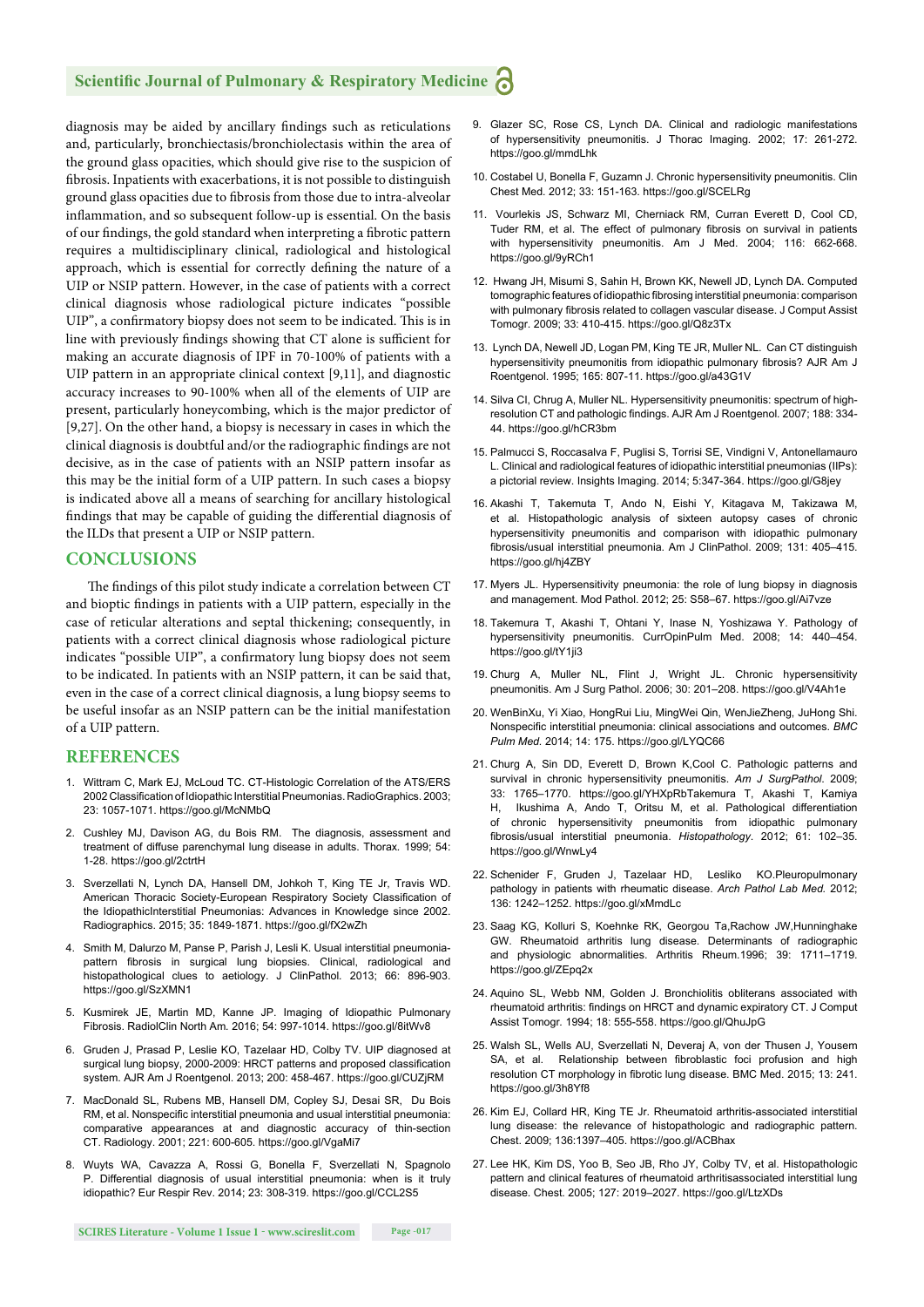diagnosis may be aided by ancillary findings such as reticulations and, particularly, bronchiectasis/bronchiolectasis within the area of the ground glass opacities, which should give rise to the suspicion of fibrosis. Inpatients with exacerbations, it is not possible to distinguish ground glass opacities due to fibrosis from those due to intra-alveolar inflammation, and so subsequent follow-up is essential. On the basis of our findings, the gold standard when interpreting a fibrotic pattern requires a multidisciplinary clinical, radiological and histological approach, which is essential for correctly defining the nature of a UIP or NSIP pattern. However, in the case of patients with a correct clinical diagnosis whose radiological picture indicates "possible UIP", a confirmatory biopsy does not seem to be indicated. This is in line with previously findings showing that CT alone is sufficient for making an accurate diagnosis of IPF in 70-100% of patients with a UIP pattern in an appropriate clinical context [9,11], and diagnostic accuracy increases to 90-100% when all of the elements of UIP are present, particularly honeycombing, which is the major predictor of [9,27]. On the other hand, a biopsy is necessary in cases in which the clinical diagnosis is doubtful and/or the radiographic findings are not decisive, as in the case of patients with an NSIP pattern insofar as this may be the initial form of a UIP pattern. In such cases a biopsy is indicated above all a means of searching for ancillary histological findings that may be capable of guiding the differential diagnosis of the ILDs that present a UIP or NSIP pattern.

## CONCLUSIONS

The findings of this pilot study indicate a correlation between CT and bioptic findings in patients with a UIP pattern, especially in the case of reticular alterations and septal thickening; consequently, in patients with a correct clinical diagnosis whose radiological picture indicates "possible UIP", a confirmatory lung biopsy does not seem to be indicated. In patients with an NSIP pattern, it can be said that, even in the case of a correct clinical diagnosis, a lung biopsy seems to be useful insofar as an NSIP pattern can be the initial manifestation of a UIP pattern.

## REFERENCES

1. Wittram C, Mark EJ, McLoud TC. CT-Histologic Correlation of the ATS/ERS 2002 Classification of Idiopathic Interstitial Pneumonias. RadioGraphics. 2003; 23: 1057-1071. https://goo.gl/McNMbQ
2. Cushley MJ, Davison AG, du Bois RM. The diagnosis, assessment and treatment of diffuse parenchymal lung disease in adults. Thorax. 1999; 54: 1-28. https://goo.gl/2ctrtH
3. Sverzellati N, Lynch DA, Hansell DM, Johkoh T, King TE Jr, Travis WD. American Thoracic Society-European Respiratory Society Classification of the IdiopathicInterstitial Pneumonias: Advances in Knowledge since 2002. Radiographics. 2015; 35: 1849-1871. https://goo.gl/fX2wZh
4. Smith M, Dalurzo M, Panse P, Parish J, Lesli K. Usual interstitial pneumonia-pattern fibrosis in surgical lung biopsies. Clinical, radiological and histopathological clues to aetiology. J ClinPathol. 2013; 66: 896-903. https://goo.gl/SzXMN1
5. Kusmirek JE, Martin MD, Kanne JP. Imaging of Idiopathic Pulmonary Fibrosis. RadiolClin North Am. 2016; 54: 997-1014. https://goo.gl/8itWv8
6. Gruden J, Prasad P, Leslie KO, Tazelaar HD, Colby TV. UIP diagnosed at surgical lung biopsy, 2000-2009: HRCT patterns and proposed classification system. AJR Am J Roentgenol. 2013; 200: 458-467. https://goo.gl/CUZjRM
7. MacDonald SL, Rubens MB, Hansell DM, Copley SJ, Desai SR, Du Bois RM, et al. Nonspecific interstitial pneumonia and usual interstitial pneumonia: comparative appearances at and diagnostic accuracy of thin-section CT. Radiology. 2001; 221: 600-605. https://goo.gl/VgaMi7
8. Wuyts WA, Cavazza A, Rossi G, Bonella F, Sverzellati N, Spagnolo P. Differential diagnosis of usual interstitial pneumonia: when is it truly idiopathic? Eur Respir Rev. 2014; 23: 308-319. https://goo.gl/CCL2S5
9. Glazer SC, Rose CS, Lynch DA. Clinical and radiologic manifestations of hypersensitivity pneumonitis. J Thorac Imaging. 2002; 17: 261-272. https://goo.gl/mmdLhk
10. Costabel U, Bonella F, Guzamn J. Chronic hypersensitivity pneumonitis. Clin Chest Med. 2012; 33: 151-163. https://goo.gl/SCELRg
11. Vourlekis JS, Schwarz MI, Cherniack RM, Curran Everett D, Cool CD, Tuder RM, et al. The effect of pulmonary fibrosis on survival in patients with hypersensitivity pneumonitis. Am J Med. 2004; 116: 662-668. https://goo.gl/9yRCh1
12. Hwang JH, Misumi S, Sahin H, Brown KK, Newell JD, Lynch DA. Computed tomographic features of idiopathic fibrosing interstitial pneumonia: comparison with pulmonary fibrosis related to collagen vascular disease. J Comput Assist Tomogr. 2009; 33: 410-415. https://goo.gl/Q8z3Tx
13. Lynch DA, Newell JD, Logan PM, King TE JR, Muller NL. Can CT distinguish hypersensitivity pneumonitis from idiopathic pulmonary fibrosis? AJR Am J Roentgenol. 1995; 165: 807-11. https://goo.gl/a43G1V
14. Silva CI, Chrug A, Muller NL. Hypersensitivity pneumonitis: spectrum of high-resolution CT and pathologic findings. AJR Am J Roentgenol. 2007; 188: 334-44. https://goo.gl/hCR3bm
15. Palmucci S, Roccasalva F, Puglisi S, Torrisi SE, Vindigni V, Antonellamauro L. Clinical and radiological features of idiopathic interstitial pneumonias (IIPs): a pictorial review. Insights Imaging. 2014; 5:347-364. https://goo.gl/G8jey
16. Akashi T, Takemuta T, Ando N, Eishi Y, Kitagava M, Takizawa M, et al. Histopathologic analysis of sixteen autopsy cases of chronic hypersensitivity pneumonitis and comparison with idiopathic pulmonary fibrosis/usual interstitial pneumonia. Am J ClinPathol. 2009; 131: 405–415. https://goo.gl/hj4ZBY
17. Myers JL. Hypersensitivity pneumonia: the role of lung biopsy in diagnosis and management. Mod Pathol. 2012; 25: S58–67. https://goo.gl/Ai7vze
18. Takemura T, Akashi T, Ohtani Y, Inase N, Yoshizawa Y. Pathology of hypersensitivity pneumonitis. CurrOpinPulm Med. 2008; 14: 440–454. https://goo.gl/tY1ji3
19. Churg A, Muller NL, Flint J, Wright JL. Chronic hypersensitivity pneumonitis. Am J Surg Pathol. 2006; 30: 201–208. https://goo.gl/V4Ah1e
20. WenBinXu, Yi Xiao, HongRui Liu, MingWei Qin, WenJieZheng, JuHong Shi. Nonspecific interstitial pneumonia: clinical associations and outcomes. *BMC Pulm Med.* 2014; 14: 175. https://goo.gl/LYQC66
21. Churg A, Sin DD, Everett D, Brown K,Cool C. Pathologic patterns and survival in chronic hypersensitivity pneumonitis. *Am J SurgPathol.* 2009; 33: 1765–1770. https://goo.gl/YHXpRbTakemura T, Akashi T, Kamiya H, Ikushima A, Ando T, Oritsu M, et al. Pathological differentiation of chronic hypersensitivity pneumonitis from idiopathic pulmonary fibrosis/usual interstitial pneumonia. *Histopathology*. 2012; 61: 102–35. https://goo.gl/WnwLy4
22. Schenider F, Gruden J, Tazelaar HD, Lesliko KO.Pleuropulmonary pathology in patients with rheumatic disease. *Arch Pathol Lab Med.* 2012; 136: 1242–1252. https://goo.gl/xMmdLc
23. Saag KG, Kolluri S, Koehnke RK, Georgou Ta,Rachow JW,Hunninghake GW. Rheumatoid arthritis lung disease. Determinants of radiographic and physiologic abnormalities. Arthritis Rheum.1996; 39: 1711–1719. https://goo.gl/ZEpq2x
24. Aquino SL, Webb NM, Golden J. Bronchiolitis obliterans associated with rheumatoid arthritis: findings on HRCT and dynamic expiratory CT. J Comput Assist Tomogr. 1994; 18: 555-558. https://goo.gl/QhuJpG
25. Walsh SL, Wells AU, Sverzellati N, Deveraj A, von der Thusen J, Yousem SA, et al. Relationship between fibroblastic foci profusion and high resolution CT morphology in fibrotic lung disease. BMC Med. 2015; 13: 241. https://goo.gl/3h8Yf8
26. Kim EJ, Collard HR, King TE Jr. Rheumatoid arthritis-associated interstitial lung disease: the relevance of histopathologic and radiographic pattern. Chest. 2009; 136:1397–405. https://goo.gl/ACBhax
27. Lee HK, Kim DS, Yoo B, Seo JB, Rho JY, Colby TV, et al. Histopathologic pattern and clinical features of rheumatoid arthritisassociated interstitial lung disease. Chest. 2005; 127: 2019–2027. https://goo.gl/LtzXDs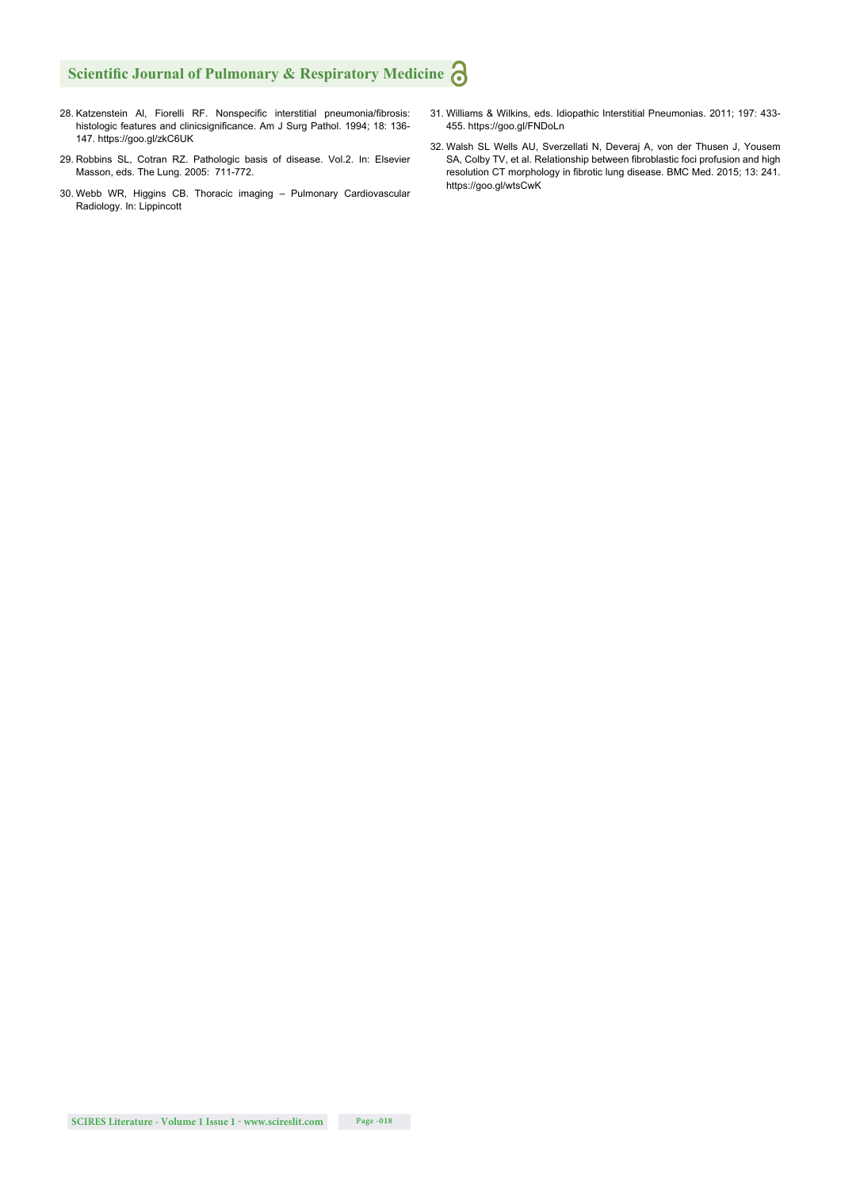28. Katzenstein Al, Fiorelli RF. Nonspecific interstitial pneumonia/fibrosis: histologic features and clinicsignificance. Am J Surg Pathol. 1994; 18: 136-147. https://goo.gl/zkC6UK

29. Robbins SL, Cotran RZ. Pathologic basis of disease. Vol.2. In: Elsevier Masson, eds. The Lung. 2005: 711-772.

30. Webb WR, Higgins CB. Thoracic imaging – Pulmonary Cardiovascular Radiology. In: Lippincott

31. Williams & Wilkins, eds. Idiopathic Interstitial Pneumonias. 2011; 197: 433-455. https://goo.gl/FNDoLn

32. Walsh SL Wells AU, Sverzellati N, Deveraj A, von der Thusen J, Yousem SA, Colby TV, et al. Relationship between fibroblastic foci profusion and high resolution CT morphology in fibrotic lung disease. BMC Med. 2015; 13: 241. https://goo.gl/wtsCwK